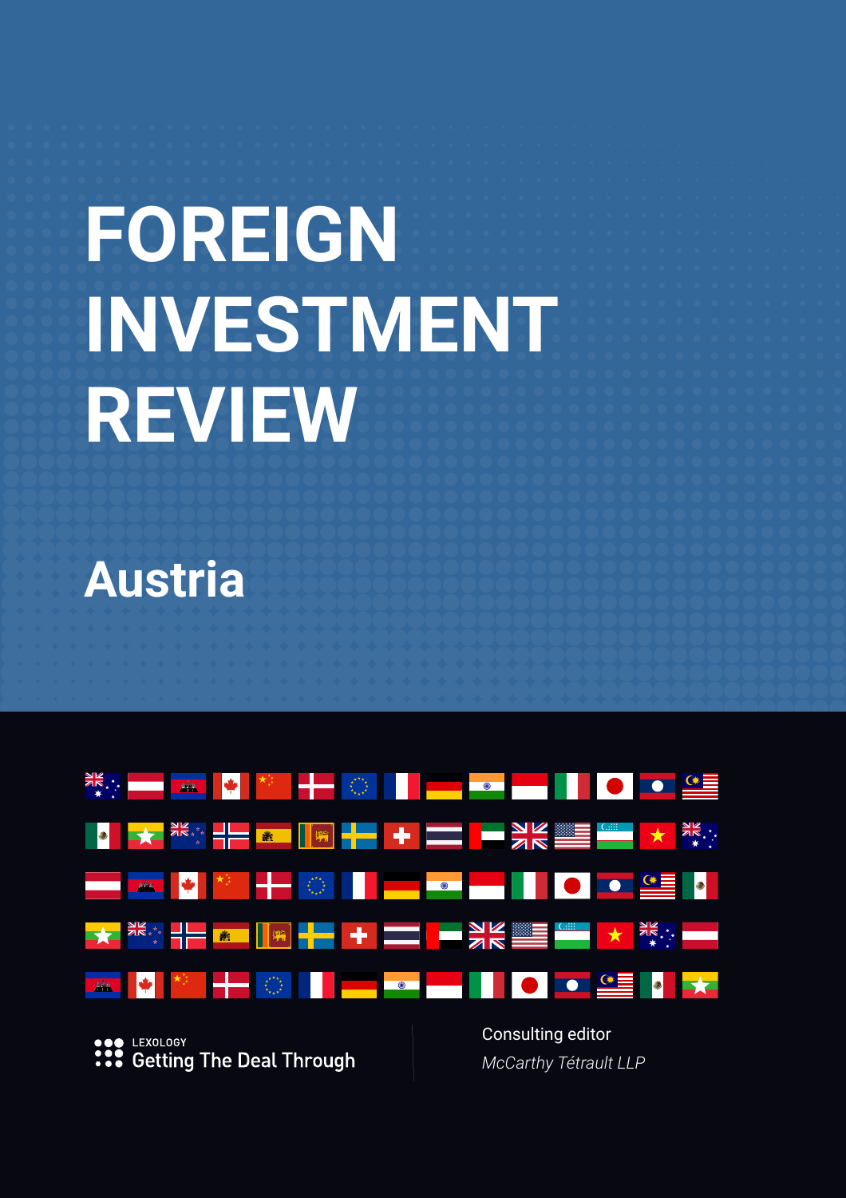# FOREIGN INVESTMENT REVIEW

## Austria

LEXOLOGY
Getting The Deal Through

Consulting editor
*McCarthy Tétrault LLP*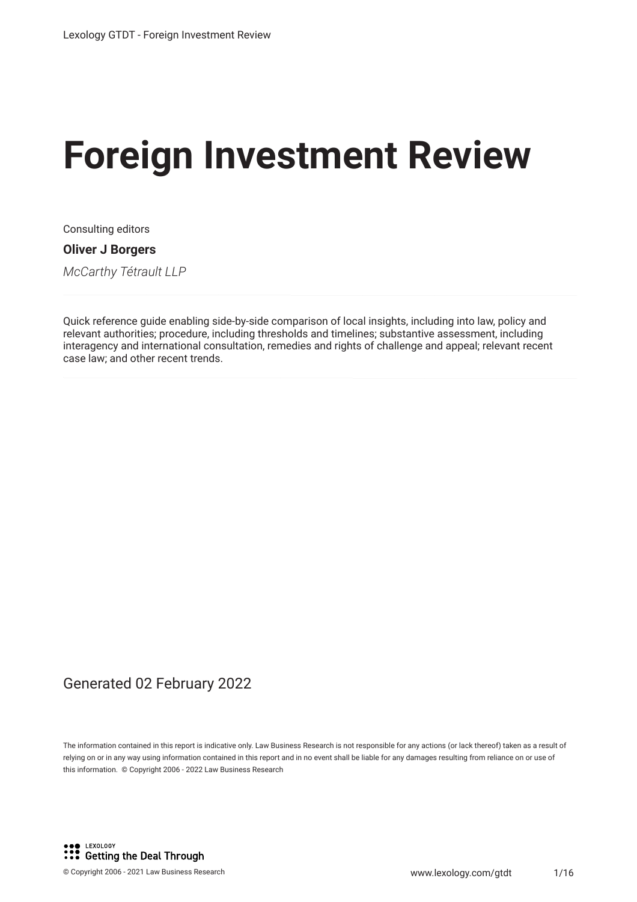# Foreign Investment Review

Consulting editors

**Oliver J Borgers**

*McCarthy Tétrault LLP*

Quick reference guide enabling side-by-side comparison of local insights, including into law, policy and relevant authorities; procedure, including thresholds and timelines; substantive assessment, including interagency and international consultation, remedies and rights of challenge and appeal; relevant recent case law; and other recent trends.

Generated 02 February 2022

The information contained in this report is indicative only. Law Business Research is not responsible for any actions (or lack thereof) taken as a result of relying on or in any way using information contained in this report and in no event shall be liable for any damages resulting from reliance on or use of this information. © Copyright 2006 - 2022 Law Business Research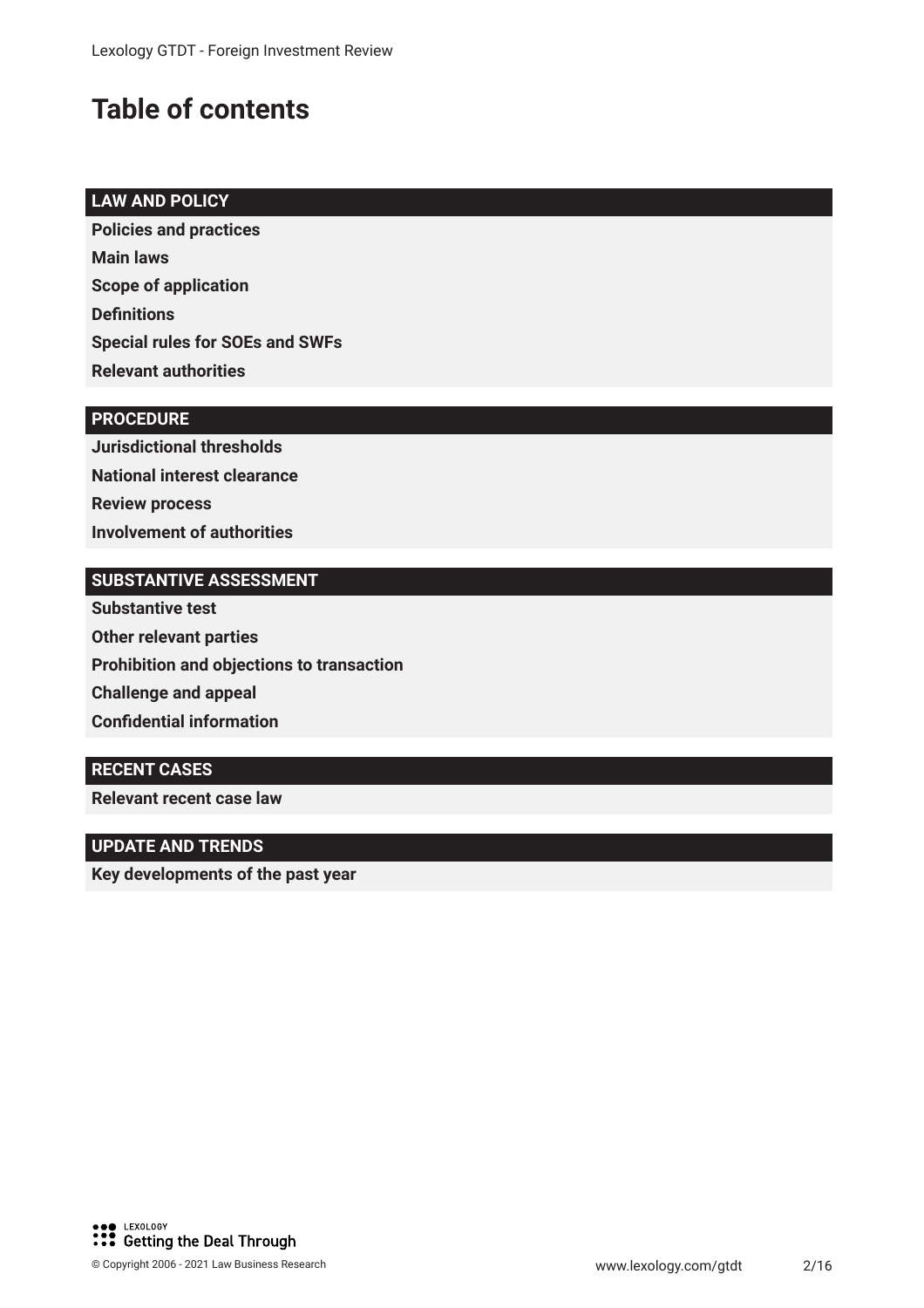# Table of contents

**LAW AND POLICY**

**Policies and practices**

**Main laws**

**Scope of application**

**Definitions**

**Special rules for SOEs and SWFs**

**Relevant authorities**

**PROCEDURE**

**Jurisdictional thresholds**

**National interest clearance**

**Review process**

**Involvement of authorities**

**SUBSTANTIVE ASSESSMENT**

**Substantive test**

**Other relevant parties**

**Prohibition and objections to transaction**

**Challenge and appeal**

**Confidential information**

**RECENT CASES**

**Relevant recent case law**

**UPDATE AND TRENDS**

**Key developments of the past year**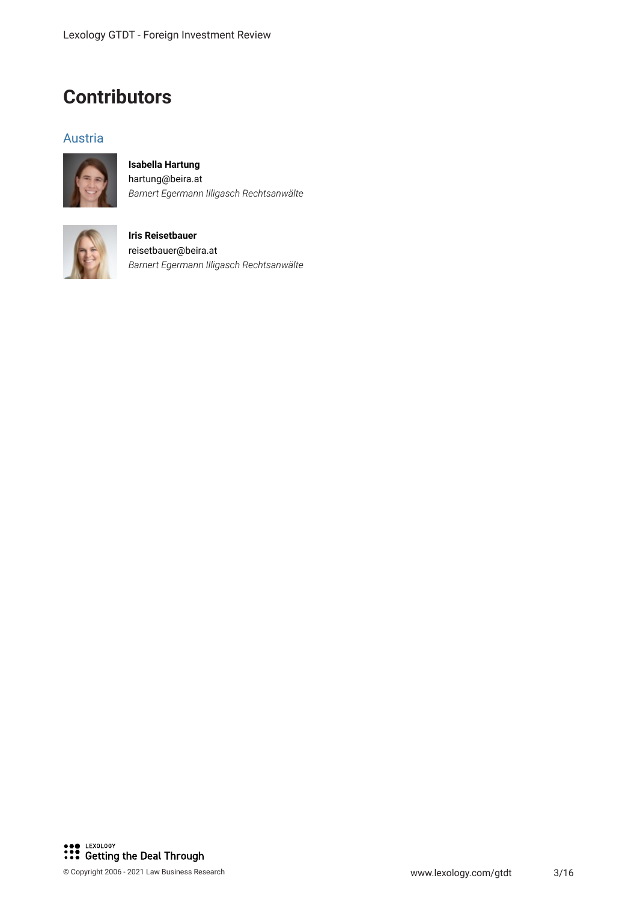# Contributors

## Austria

**Isabella Hartung**
hartung@beira.at
*Barnert Egermann Illigasch Rechtsanwälte*

**Iris Reisetbauer**
reisetbauer@beira.at
*Barnert Egermann Illigasch Rechtsanwälte*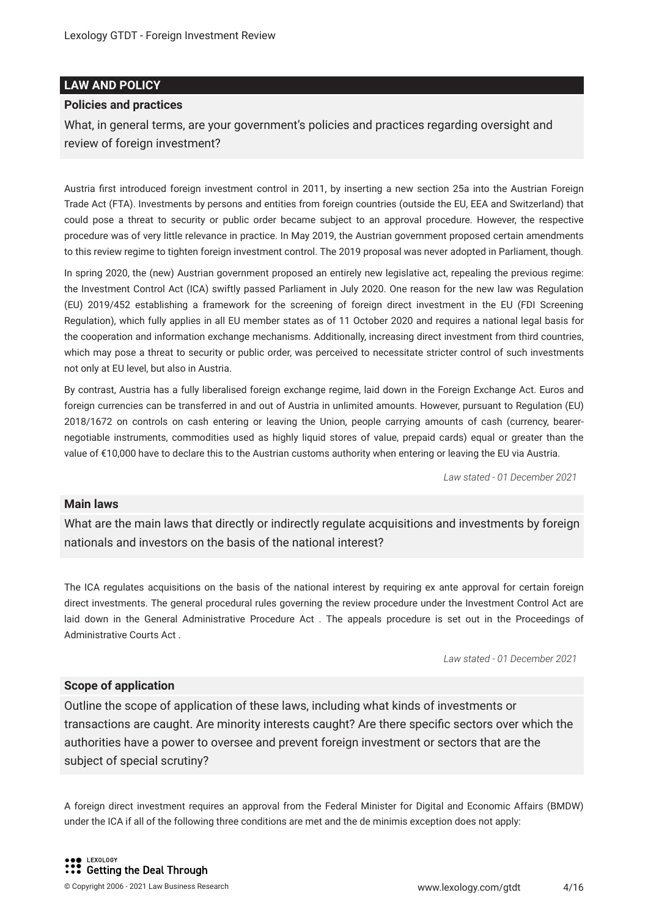## LAW AND POLICY

### Policies and practices

What, in general terms, are your government's policies and practices regarding oversight and review of foreign investment?

Austria first introduced foreign investment control in 2011, by inserting a new section 25a into the Austrian Foreign Trade Act (FTA). Investments by persons and entities from foreign countries (outside the EU, EEA and Switzerland) that could pose a threat to security or public order became subject to an approval procedure. However, the respective procedure was of very little relevance in practice. In May 2019, the Austrian government proposed certain amendments to this review regime to tighten foreign investment control. The 2019 proposal was never adopted in Parliament, though.

In spring 2020, the (new) Austrian government proposed an entirely new legislative act, repealing the previous regime: the Investment Control Act (ICA) swiftly passed Parliament in July 2020. One reason for the new law was Regulation (EU) 2019/452 establishing a framework for the screening of foreign direct investment in the EU (FDI Screening Regulation), which fully applies in all EU member states as of 11 October 2020 and requires a national legal basis for the cooperation and information exchange mechanisms. Additionally, increasing direct investment from third countries, which may pose a threat to security or public order, was perceived to necessitate stricter control of such investments not only at EU level, but also in Austria.

By contrast, Austria has a fully liberalised foreign exchange regime, laid down in the Foreign Exchange Act. Euros and foreign currencies can be transferred in and out of Austria in unlimited amounts. However, pursuant to Regulation (EU) 2018/1672 on controls on cash entering or leaving the Union, people carrying amounts of cash (currency, bearer-negotiable instruments, commodities used as highly liquid stores of value, prepaid cards) equal or greater than the value of €10,000 have to declare this to the Austrian customs authority when entering or leaving the EU via Austria.

*Law stated - 01 December 2021*

### Main laws

What are the main laws that directly or indirectly regulate acquisitions and investments by foreign nationals and investors on the basis of the national interest?

The ICA regulates acquisitions on the basis of the national interest by requiring ex ante approval for certain foreign direct investments. The general procedural rules governing the review procedure under the Investment Control Act are laid down in the General Administrative Procedure Act . The appeals procedure is set out in the Proceedings of Administrative Courts Act .

*Law stated - 01 December 2021*

### Scope of application

Outline the scope of application of these laws, including what kinds of investments or transactions are caught. Are minority interests caught? Are there specific sectors over which the authorities have a power to oversee and prevent foreign investment or sectors that are the subject of special scrutiny?

A foreign direct investment requires an approval from the Federal Minister for Digital and Economic Affairs (BMDW) under the ICA if all of the following three conditions are met and the de minimis exception does not apply: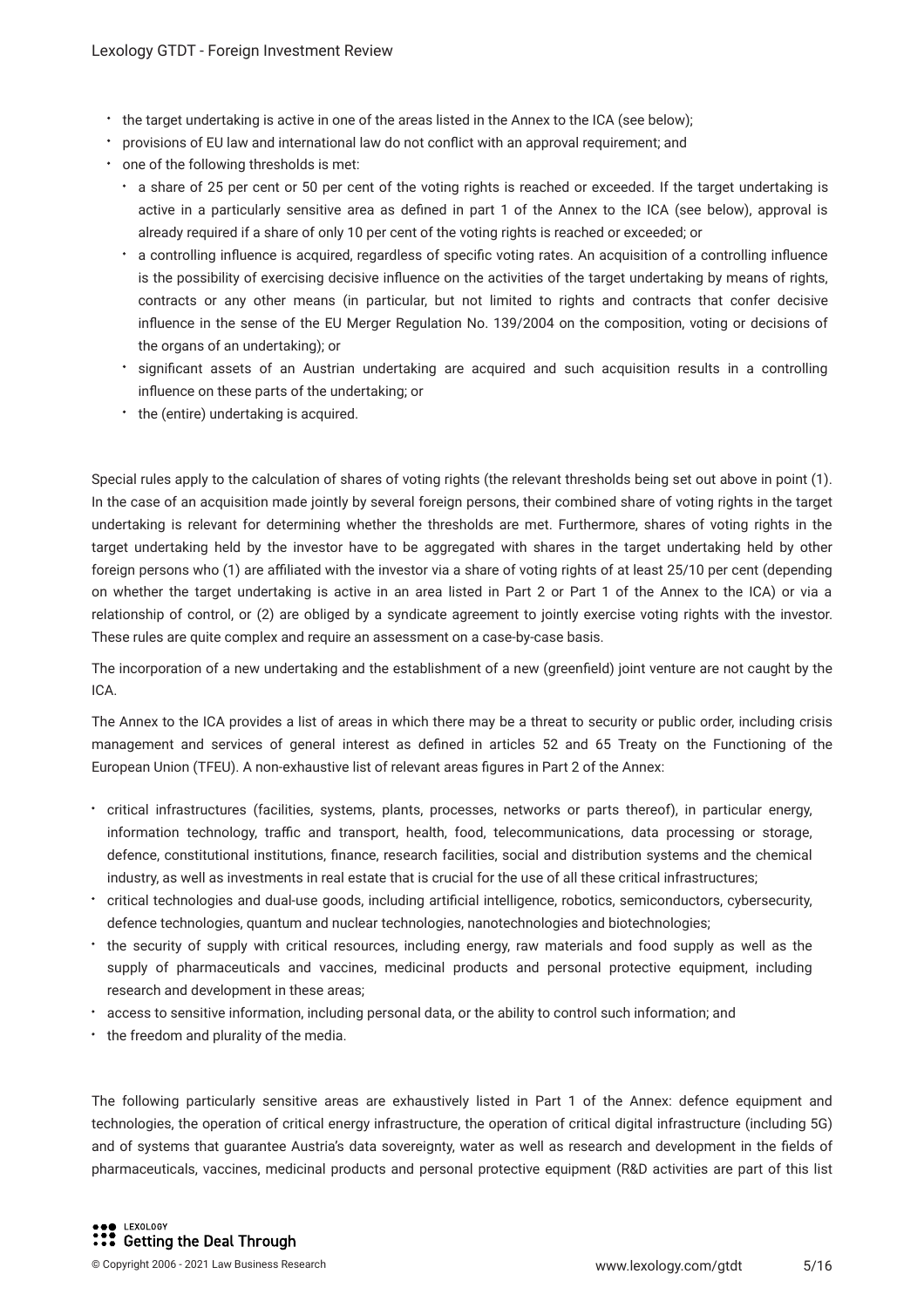- the target undertaking is active in one of the areas listed in the Annex to the ICA (see below);
- provisions of EU law and international law do not conflict with an approval requirement; and
- one of the following thresholds is met:
  - a share of 25 per cent or 50 per cent of the voting rights is reached or exceeded. If the target undertaking is active in a particularly sensitive area as defined in part 1 of the Annex to the ICA (see below), approval is already required if a share of only 10 per cent of the voting rights is reached or exceeded; or
  - a controlling influence is acquired, regardless of specific voting rates. An acquisition of a controlling influence is the possibility of exercising decisive influence on the activities of the target undertaking by means of rights, contracts or any other means (in particular, but not limited to rights and contracts that confer decisive influence in the sense of the EU Merger Regulation No. 139/2004 on the composition, voting or decisions of the organs of an undertaking); or
  - significant assets of an Austrian undertaking are acquired and such acquisition results in a controlling influence on these parts of the undertaking; or
  - the (entire) undertaking is acquired.

Special rules apply to the calculation of shares of voting rights (the relevant thresholds being set out above in point (1). In the case of an acquisition made jointly by several foreign persons, their combined share of voting rights in the target undertaking is relevant for determining whether the thresholds are met. Furthermore, shares of voting rights in the target undertaking held by the investor have to be aggregated with shares in the target undertaking held by other foreign persons who (1) are affiliated with the investor via a share of voting rights of at least 25/10 per cent (depending on whether the target undertaking is active in an area listed in Part 2 or Part 1 of the Annex to the ICA) or via a relationship of control, or (2) are obliged by a syndicate agreement to jointly exercise voting rights with the investor. These rules are quite complex and require an assessment on a case-by-case basis.

The incorporation of a new undertaking and the establishment of a new (greenfield) joint venture are not caught by the ICA.

The Annex to the ICA provides a list of areas in which there may be a threat to security or public order, including crisis management and services of general interest as defined in articles 52 and 65 Treaty on the Functioning of the European Union (TFEU). A non-exhaustive list of relevant areas figures in Part 2 of the Annex:

- critical infrastructures (facilities, systems, plants, processes, networks or parts thereof), in particular energy, information technology, traffic and transport, health, food, telecommunications, data processing or storage, defence, constitutional institutions, finance, research facilities, social and distribution systems and the chemical industry, as well as investments in real estate that is crucial for the use of all these critical infrastructures;
- critical technologies and dual-use goods, including artificial intelligence, robotics, semiconductors, cybersecurity, defence technologies, quantum and nuclear technologies, nanotechnologies and biotechnologies;
- the security of supply with critical resources, including energy, raw materials and food supply as well as the supply of pharmaceuticals and vaccines, medicinal products and personal protective equipment, including research and development in these areas;
- access to sensitive information, including personal data, or the ability to control such information; and
- the freedom and plurality of the media.

The following particularly sensitive areas are exhaustively listed in Part 1 of the Annex: defence equipment and technologies, the operation of critical energy infrastructure, the operation of critical digital infrastructure (including 5G) and of systems that guarantee Austria's data sovereignty, water as well as research and development in the fields of pharmaceuticals, vaccines, medicinal products and personal protective equipment (R&D activities are part of this list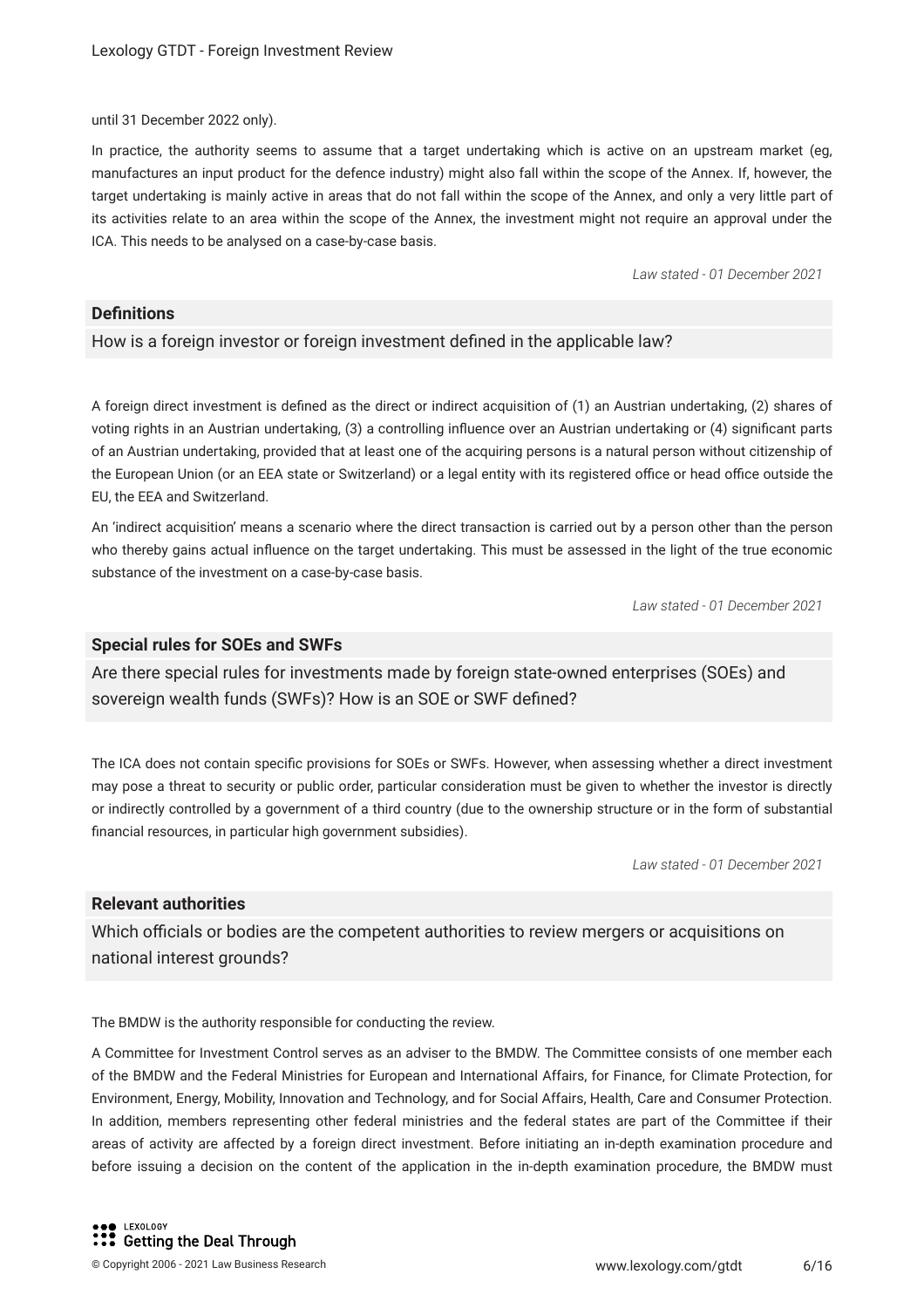until 31 December 2022 only).

In practice, the authority seems to assume that a target undertaking which is active on an upstream market (eg, manufactures an input product for the defence industry) might also fall within the scope of the Annex. If, however, the target undertaking is mainly active in areas that do not fall within the scope of the Annex, and only a very little part of its activities relate to an area within the scope of the Annex, the investment might not require an approval under the ICA. This needs to be analysed on a case-by-case basis.

*Law stated - 01 December 2021*

**Definitions**

How is a foreign investor or foreign investment defined in the applicable law?

A foreign direct investment is defined as the direct or indirect acquisition of (1) an Austrian undertaking, (2) shares of voting rights in an Austrian undertaking, (3) a controlling influence over an Austrian undertaking or (4) significant parts of an Austrian undertaking, provided that at least one of the acquiring persons is a natural person without citizenship of the European Union (or an EEA state or Switzerland) or a legal entity with its registered office or head office outside the EU, the EEA and Switzerland.

An 'indirect acquisition' means a scenario where the direct transaction is carried out by a person other than the person who thereby gains actual influence on the target undertaking. This must be assessed in the light of the true economic substance of the investment on a case-by-case basis.

*Law stated - 01 December 2021*

**Special rules for SOEs and SWFs**

Are there special rules for investments made by foreign state-owned enterprises (SOEs) and sovereign wealth funds (SWFs)? How is an SOE or SWF defined?

The ICA does not contain specific provisions for SOEs or SWFs. However, when assessing whether a direct investment may pose a threat to security or public order, particular consideration must be given to whether the investor is directly or indirectly controlled by a government of a third country (due to the ownership structure or in the form of substantial financial resources, in particular high government subsidies).

*Law stated - 01 December 2021*

**Relevant authorities**

Which officials or bodies are the competent authorities to review mergers or acquisitions on national interest grounds?

The BMDW is the authority responsible for conducting the review.

A Committee for Investment Control serves as an adviser to the BMDW. The Committee consists of one member each of the BMDW and the Federal Ministries for European and International Affairs, for Finance, for Climate Protection, for Environment, Energy, Mobility, Innovation and Technology, and for Social Affairs, Health, Care and Consumer Protection. In addition, members representing other federal ministries and the federal states are part of the Committee if their areas of activity are affected by a foreign direct investment. Before initiating an in-depth examination procedure and before issuing a decision on the content of the application in the in-depth examination procedure, the BMDW must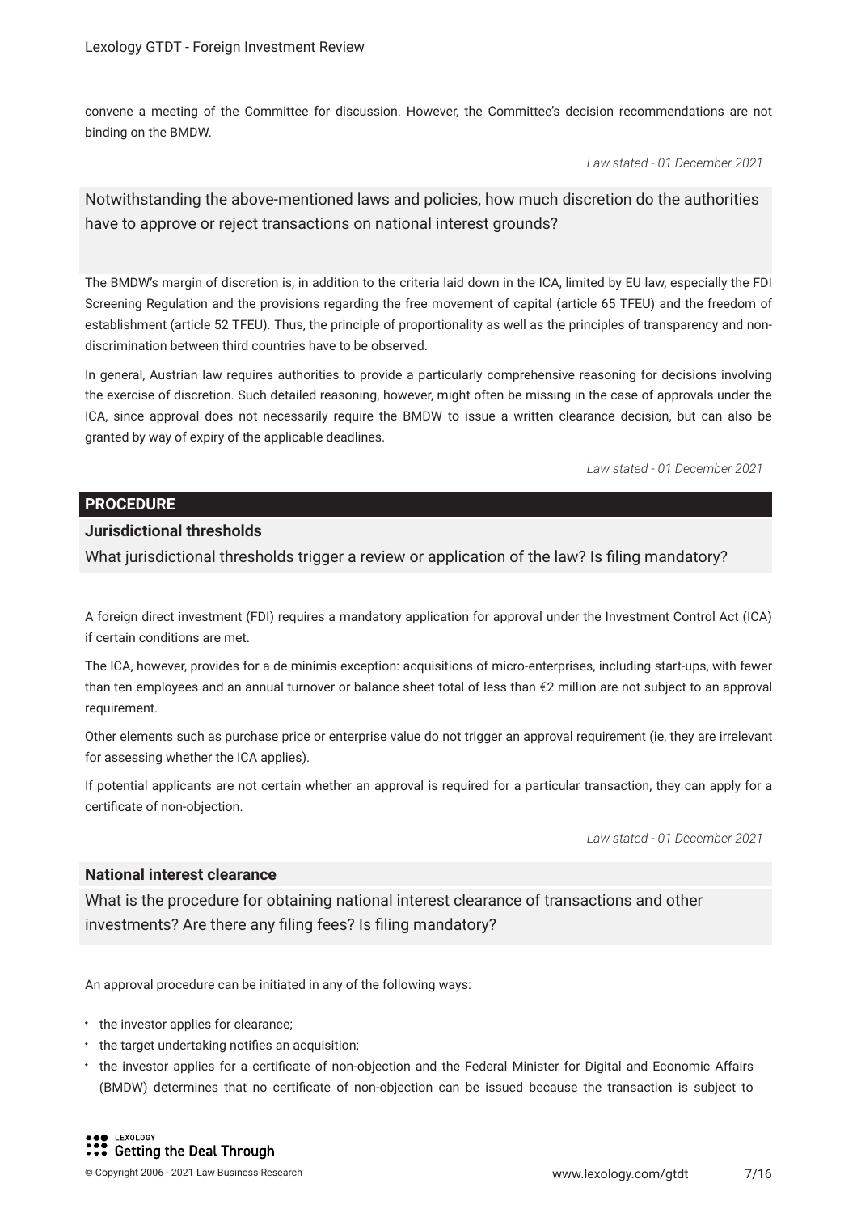convene a meeting of the Committee for discussion. However, the Committee's decision recommendations are not binding on the BMDW.

*Law stated - 01 December 2021*

### Notwithstanding the above-mentioned laws and policies, how much discretion do the authorities have to approve or reject transactions on national interest grounds?

The BMDW's margin of discretion is, in addition to the criteria laid down in the ICA, limited by EU law, especially the FDI Screening Regulation and the provisions regarding the free movement of capital (article 65 TFEU) and the freedom of establishment (article 52 TFEU). Thus, the principle of proportionality as well as the principles of transparency and non-discrimination between third countries have to be observed.

In general, Austrian law requires authorities to provide a particularly comprehensive reasoning for decisions involving the exercise of discretion. Such detailed reasoning, however, might often be missing in the case of approvals under the ICA, since approval does not necessarily require the BMDW to issue a written clearance decision, but can also be granted by way of expiry of the applicable deadlines.

*Law stated - 01 December 2021*

## PROCEDURE

**Jurisdictional thresholds**

### What jurisdictional thresholds trigger a review or application of the law? Is filing mandatory?

A foreign direct investment (FDI) requires a mandatory application for approval under the Investment Control Act (ICA) if certain conditions are met.

The ICA, however, provides for a de minimis exception: acquisitions of micro-enterprises, including start-ups, with fewer than ten employees and an annual turnover or balance sheet total of less than €2 million are not subject to an approval requirement.

Other elements such as purchase price or enterprise value do not trigger an approval requirement (ie, they are irrelevant for assessing whether the ICA applies).

If potential applicants are not certain whether an approval is required for a particular transaction, they can apply for a certificate of non-objection.

*Law stated - 01 December 2021*

**National interest clearance**

### What is the procedure for obtaining national interest clearance of transactions and other investments? Are there any filing fees? Is filing mandatory?

An approval procedure can be initiated in any of the following ways:

- the investor applies for clearance;
- the target undertaking notifies an acquisition;
- the investor applies for a certificate of non-objection and the Federal Minister for Digital and Economic Affairs (BMDW) determines that no certificate of non-objection can be issued because the transaction is subject to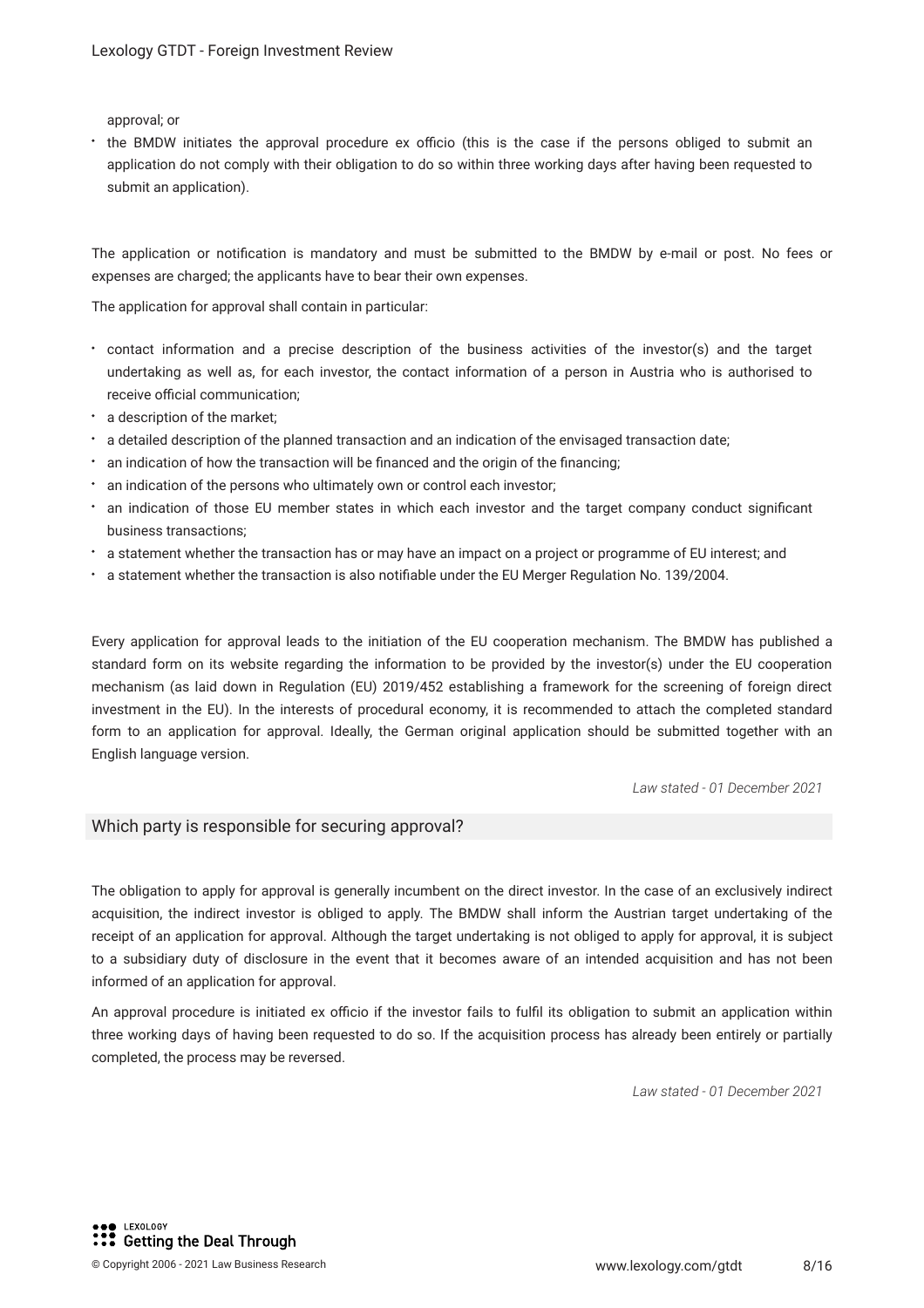approval; or

- the BMDW initiates the approval procedure ex officio (this is the case if the persons obliged to submit an application do not comply with their obligation to do so within three working days after having been requested to submit an application).

The application or notification is mandatory and must be submitted to the BMDW by e-mail or post. No fees or expenses are charged; the applicants have to bear their own expenses.

The application for approval shall contain in particular:

- contact information and a precise description of the business activities of the investor(s) and the target undertaking as well as, for each investor, the contact information of a person in Austria who is authorised to receive official communication;
- a description of the market;
- a detailed description of the planned transaction and an indication of the envisaged transaction date;
- an indication of how the transaction will be financed and the origin of the financing;
- an indication of the persons who ultimately own or control each investor;
- an indication of those EU member states in which each investor and the target company conduct significant business transactions;
- a statement whether the transaction has or may have an impact on a project or programme of EU interest; and
- a statement whether the transaction is also notifiable under the EU Merger Regulation No. 139/2004.

Every application for approval leads to the initiation of the EU cooperation mechanism. The BMDW has published a standard form on its website regarding the information to be provided by the investor(s) under the EU cooperation mechanism (as laid down in Regulation (EU) 2019/452 establishing a framework for the screening of foreign direct investment in the EU). In the interests of procedural economy, it is recommended to attach the completed standard form to an application for approval. Ideally, the German original application should be submitted together with an English language version.

*Law stated - 01 December 2021*

## Which party is responsible for securing approval?

The obligation to apply for approval is generally incumbent on the direct investor. In the case of an exclusively indirect acquisition, the indirect investor is obliged to apply. The BMDW shall inform the Austrian target undertaking of the receipt of an application for approval. Although the target undertaking is not obliged to apply for approval, it is subject to a subsidiary duty of disclosure in the event that it becomes aware of an intended acquisition and has not been informed of an application for approval.

An approval procedure is initiated ex officio if the investor fails to fulfil its obligation to submit an application within three working days of having been requested to do so. If the acquisition process has already been entirely or partially completed, the process may be reversed.

*Law stated - 01 December 2021*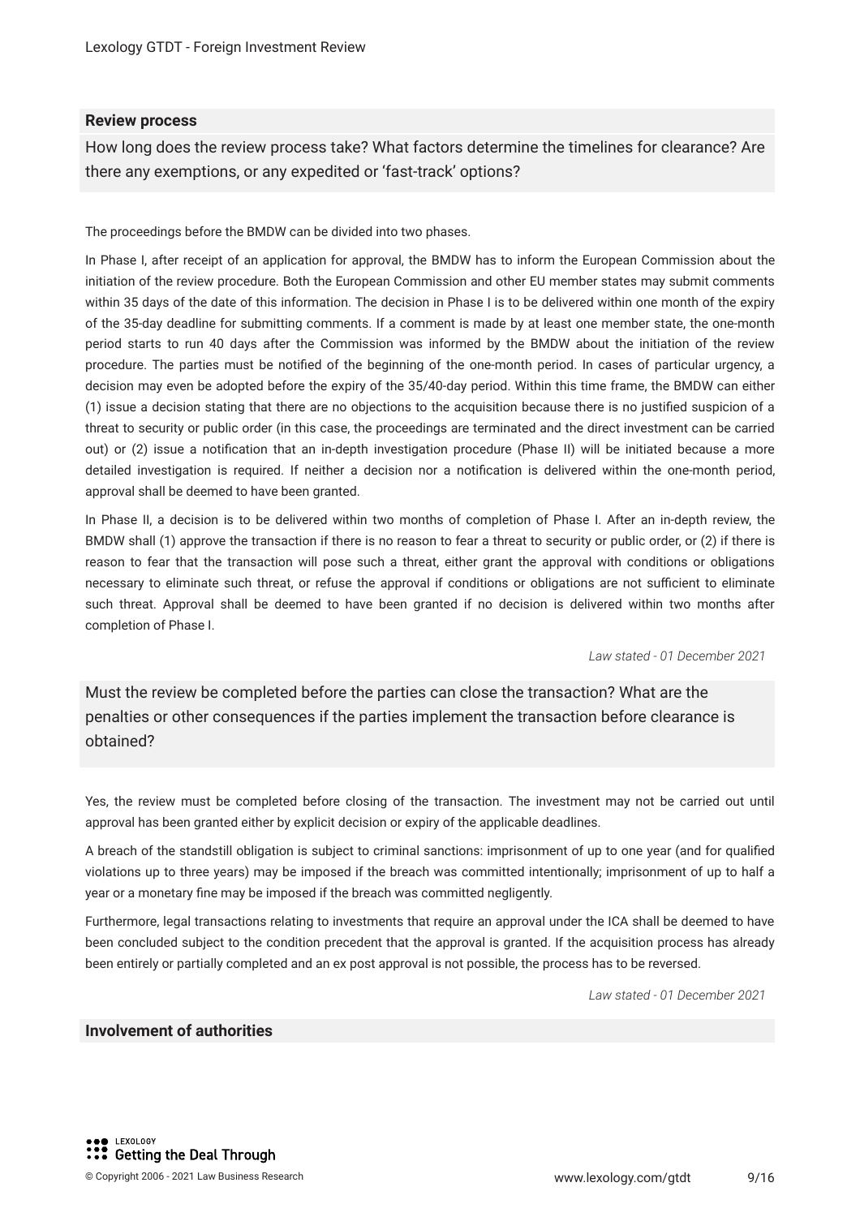## Review process

### How long does the review process take? What factors determine the timelines for clearance? Are there any exemptions, or any expedited or 'fast-track' options?

The proceedings before the BMDW can be divided into two phases.

In Phase I, after receipt of an application for approval, the BMDW has to inform the European Commission about the initiation of the review procedure. Both the European Commission and other EU member states may submit comments within 35 days of the date of this information. The decision in Phase I is to be delivered within one month of the expiry of the 35-day deadline for submitting comments. If a comment is made by at least one member state, the one-month period starts to run 40 days after the Commission was informed by the BMDW about the initiation of the review procedure. The parties must be notified of the beginning of the one-month period. In cases of particular urgency, a decision may even be adopted before the expiry of the 35/40-day period. Within this time frame, the BMDW can either (1) issue a decision stating that there are no objections to the acquisition because there is no justified suspicion of a threat to security or public order (in this case, the proceedings are terminated and the direct investment can be carried out) or (2) issue a notification that an in-depth investigation procedure (Phase II) will be initiated because a more detailed investigation is required. If neither a decision nor a notification is delivered within the one-month period, approval shall be deemed to have been granted.

In Phase II, a decision is to be delivered within two months of completion of Phase I. After an in-depth review, the BMDW shall (1) approve the transaction if there is no reason to fear a threat to security or public order, or (2) if there is reason to fear that the transaction will pose such a threat, either grant the approval with conditions or obligations necessary to eliminate such threat, or refuse the approval if conditions or obligations are not sufficient to eliminate such threat. Approval shall be deemed to have been granted if no decision is delivered within two months after completion of Phase I.

*Law stated - 01 December 2021*

### Must the review be completed before the parties can close the transaction? What are the penalties or other consequences if the parties implement the transaction before clearance is obtained?

Yes, the review must be completed before closing of the transaction. The investment may not be carried out until approval has been granted either by explicit decision or expiry of the applicable deadlines.

A breach of the standstill obligation is subject to criminal sanctions: imprisonment of up to one year (and for qualified violations up to three years) may be imposed if the breach was committed intentionally; imprisonment of up to half a year or a monetary fine may be imposed if the breach was committed negligently.

Furthermore, legal transactions relating to investments that require an approval under the ICA shall be deemed to have been concluded subject to the condition precedent that the approval is granted. If the acquisition process has already been entirely or partially completed and an ex post approval is not possible, the process has to be reversed.

*Law stated - 01 December 2021*

## Involvement of authorities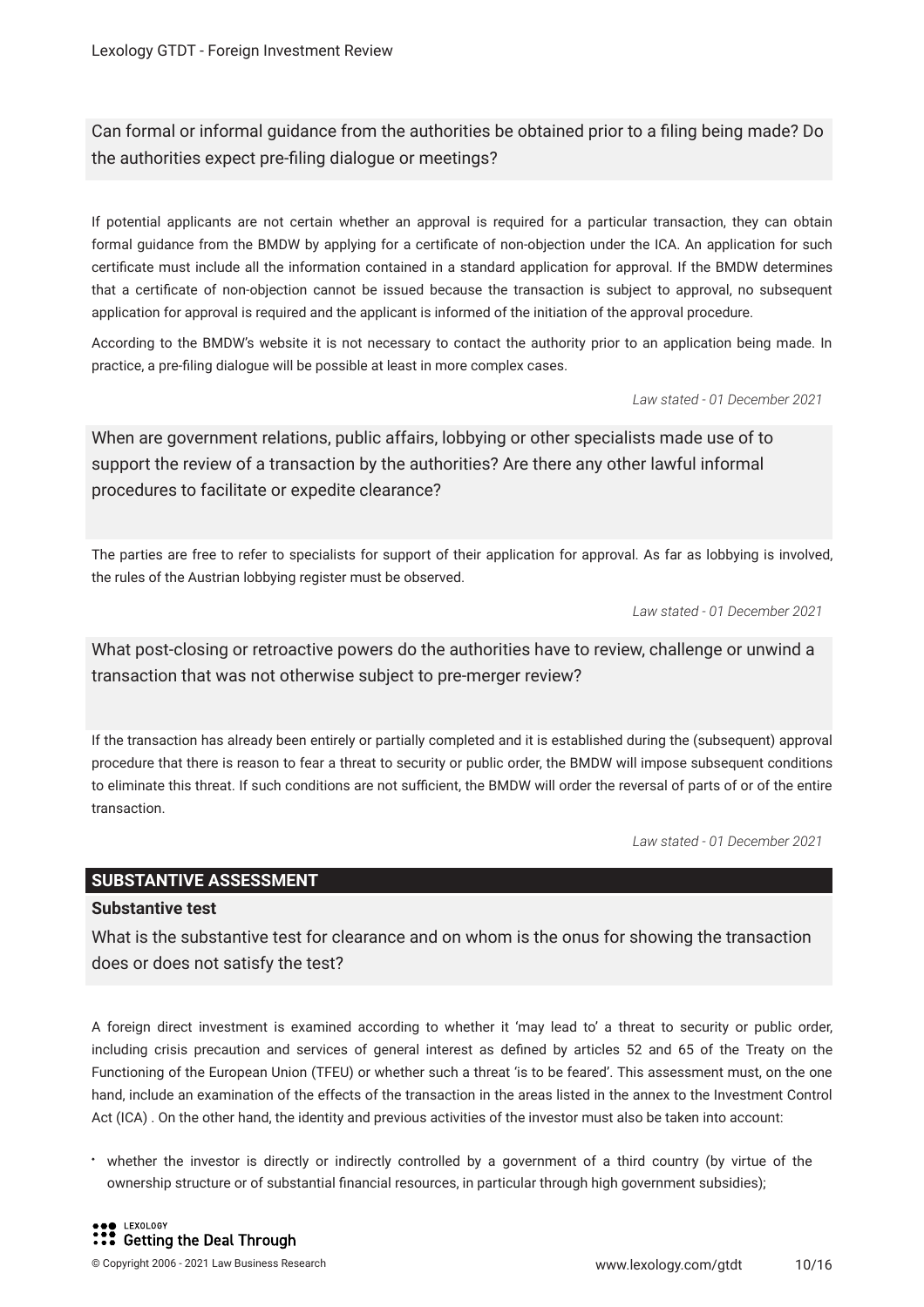### Can formal or informal guidance from the authorities be obtained prior to a filing being made? Do the authorities expect pre-filing dialogue or meetings?

If potential applicants are not certain whether an approval is required for a particular transaction, they can obtain formal guidance from the BMDW by applying for a certificate of non-objection under the ICA. An application for such certificate must include all the information contained in a standard application for approval. If the BMDW determines that a certificate of non-objection cannot be issued because the transaction is subject to approval, no subsequent application for approval is required and the applicant is informed of the initiation of the approval procedure.

According to the BMDW's website it is not necessary to contact the authority prior to an application being made. In practice, a pre-filing dialogue will be possible at least in more complex cases.

*Law stated - 01 December 2021*

### When are government relations, public affairs, lobbying or other specialists made use of to support the review of a transaction by the authorities? Are there any other lawful informal procedures to facilitate or expedite clearance?

The parties are free to refer to specialists for support of their application for approval. As far as lobbying is involved, the rules of the Austrian lobbying register must be observed.

*Law stated - 01 December 2021*

### What post-closing or retroactive powers do the authorities have to review, challenge or unwind a transaction that was not otherwise subject to pre-merger review?

If the transaction has already been entirely or partially completed and it is established during the (subsequent) approval procedure that there is reason to fear a threat to security or public order, the BMDW will impose subsequent conditions to eliminate this threat. If such conditions are not sufficient, the BMDW will order the reversal of parts of or of the entire transaction.

*Law stated - 01 December 2021*

## SUBSTANTIVE ASSESSMENT

**Substantive test**

### What is the substantive test for clearance and on whom is the onus for showing the transaction does or does not satisfy the test?

A foreign direct investment is examined according to whether it 'may lead to' a threat to security or public order, including crisis precaution and services of general interest as defined by articles 52 and 65 of the Treaty on the Functioning of the European Union (TFEU) or whether such a threat 'is to be feared'. This assessment must, on the one hand, include an examination of the effects of the transaction in the areas listed in the annex to the Investment Control Act (ICA) . On the other hand, the identity and previous activities of the investor must also be taken into account:

- whether the investor is directly or indirectly controlled by a government of a third country (by virtue of the ownership structure or of substantial financial resources, in particular through high government subsidies);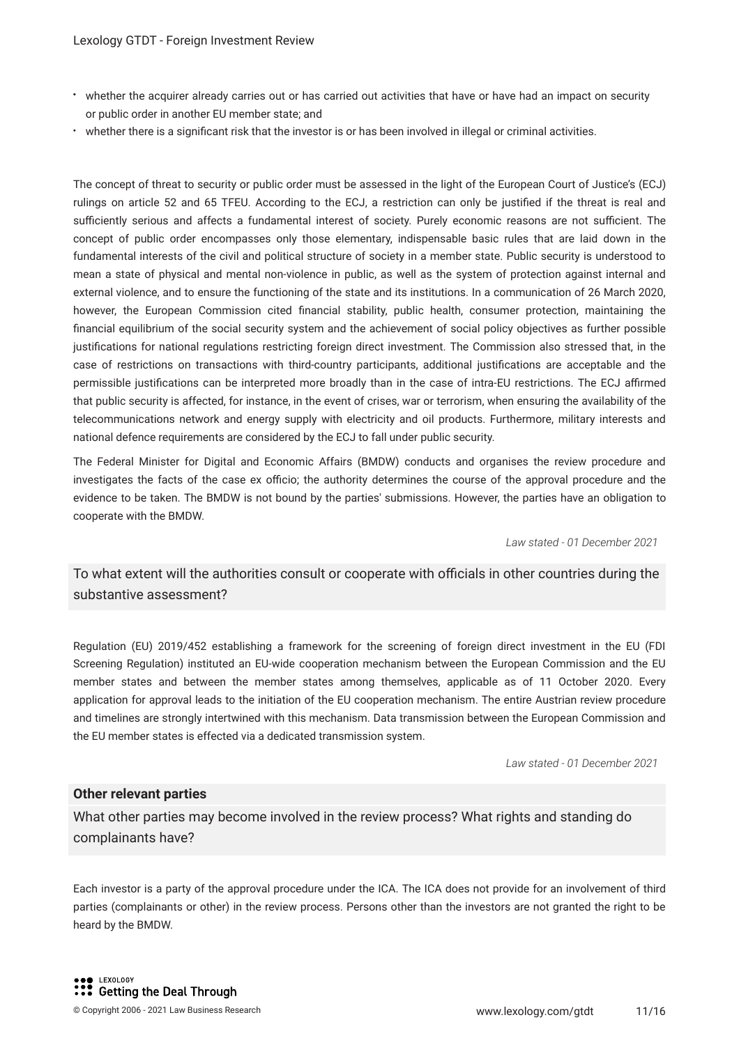- whether the acquirer already carries out or has carried out activities that have or have had an impact on security or public order in another EU member state; and
- whether there is a significant risk that the investor is or has been involved in illegal or criminal activities.

The concept of threat to security or public order must be assessed in the light of the European Court of Justice's (ECJ) rulings on article 52 and 65 TFEU. According to the ECJ, a restriction can only be justified if the threat is real and sufficiently serious and affects a fundamental interest of society. Purely economic reasons are not sufficient. The concept of public order encompasses only those elementary, indispensable basic rules that are laid down in the fundamental interests of the civil and political structure of society in a member state. Public security is understood to mean a state of physical and mental non-violence in public, as well as the system of protection against internal and external violence, and to ensure the functioning of the state and its institutions. In a communication of 26 March 2020, however, the European Commission cited financial stability, public health, consumer protection, maintaining the financial equilibrium of the social security system and the achievement of social policy objectives as further possible justifications for national regulations restricting foreign direct investment. The Commission also stressed that, in the case of restrictions on transactions with third-country participants, additional justifications are acceptable and the permissible justifications can be interpreted more broadly than in the case of intra-EU restrictions. The ECJ affirmed that public security is affected, for instance, in the event of crises, war or terrorism, when ensuring the availability of the telecommunications network and energy supply with electricity and oil products. Furthermore, military interests and national defence requirements are considered by the ECJ to fall under public security.

The Federal Minister for Digital and Economic Affairs (BMDW) conducts and organises the review procedure and investigates the facts of the case ex officio; the authority determines the course of the approval procedure and the evidence to be taken. The BMDW is not bound by the parties' submissions. However, the parties have an obligation to cooperate with the BMDW.

*Law stated - 01 December 2021*

## To what extent will the authorities consult or cooperate with officials in other countries during the substantive assessment?

Regulation (EU) 2019/452 establishing a framework for the screening of foreign direct investment in the EU (FDI Screening Regulation) instituted an EU-wide cooperation mechanism between the European Commission and the EU member states and between the member states among themselves, applicable as of 11 October 2020. Every application for approval leads to the initiation of the EU cooperation mechanism. The entire Austrian review procedure and timelines are strongly intertwined with this mechanism. Data transmission between the European Commission and the EU member states is effected via a dedicated transmission system.

*Law stated - 01 December 2021*

### Other relevant parties

## What other parties may become involved in the review process? What rights and standing do complainants have?

Each investor is a party of the approval procedure under the ICA. The ICA does not provide for an involvement of third parties (complainants or other) in the review process. Persons other than the investors are not granted the right to be heard by the BMDW.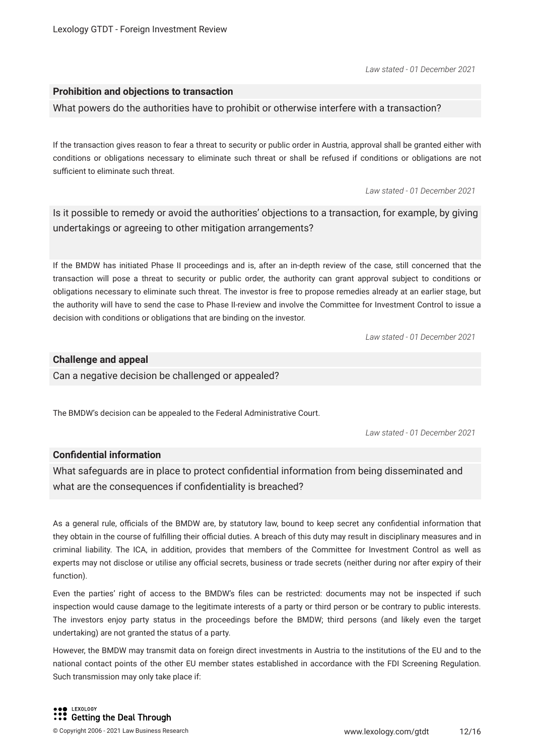*Law stated - 01 December 2021*

### Prohibition and objections to transaction

What powers do the authorities have to prohibit or otherwise interfere with a transaction?

If the transaction gives reason to fear a threat to security or public order in Austria, approval shall be granted either with conditions or obligations necessary to eliminate such threat or shall be refused if conditions or obligations are not sufficient to eliminate such threat.

*Law stated - 01 December 2021*

Is it possible to remedy or avoid the authorities' objections to a transaction, for example, by giving undertakings or agreeing to other mitigation arrangements?

If the BMDW has initiated Phase II proceedings and is, after an in-depth review of the case, still concerned that the transaction will pose a threat to security or public order, the authority can grant approval subject to conditions or obligations necessary to eliminate such threat. The investor is free to propose remedies already at an earlier stage, but the authority will have to send the case to Phase II-review and involve the Committee for Investment Control to issue a decision with conditions or obligations that are binding on the investor.

*Law stated - 01 December 2021*

### Challenge and appeal

Can a negative decision be challenged or appealed?

The BMDW's decision can be appealed to the Federal Administrative Court.

*Law stated - 01 December 2021*

### Confidential information

What safeguards are in place to protect confidential information from being disseminated and what are the consequences if confidentiality is breached?

As a general rule, officials of the BMDW are, by statutory law, bound to keep secret any confidential information that they obtain in the course of fulfilling their official duties. A breach of this duty may result in disciplinary measures and in criminal liability. The ICA, in addition, provides that members of the Committee for Investment Control as well as experts may not disclose or utilise any official secrets, business or trade secrets (neither during nor after expiry of their function).

Even the parties' right of access to the BMDW's files can be restricted: documents may not be inspected if such inspection would cause damage to the legitimate interests of a party or third person or be contrary to public interests. The investors enjoy party status in the proceedings before the BMDW; third persons (and likely even the target undertaking) are not granted the status of a party.

However, the BMDW may transmit data on foreign direct investments in Austria to the institutions of the EU and to the national contact points of the other EU member states established in accordance with the FDI Screening Regulation. Such transmission may only take place if: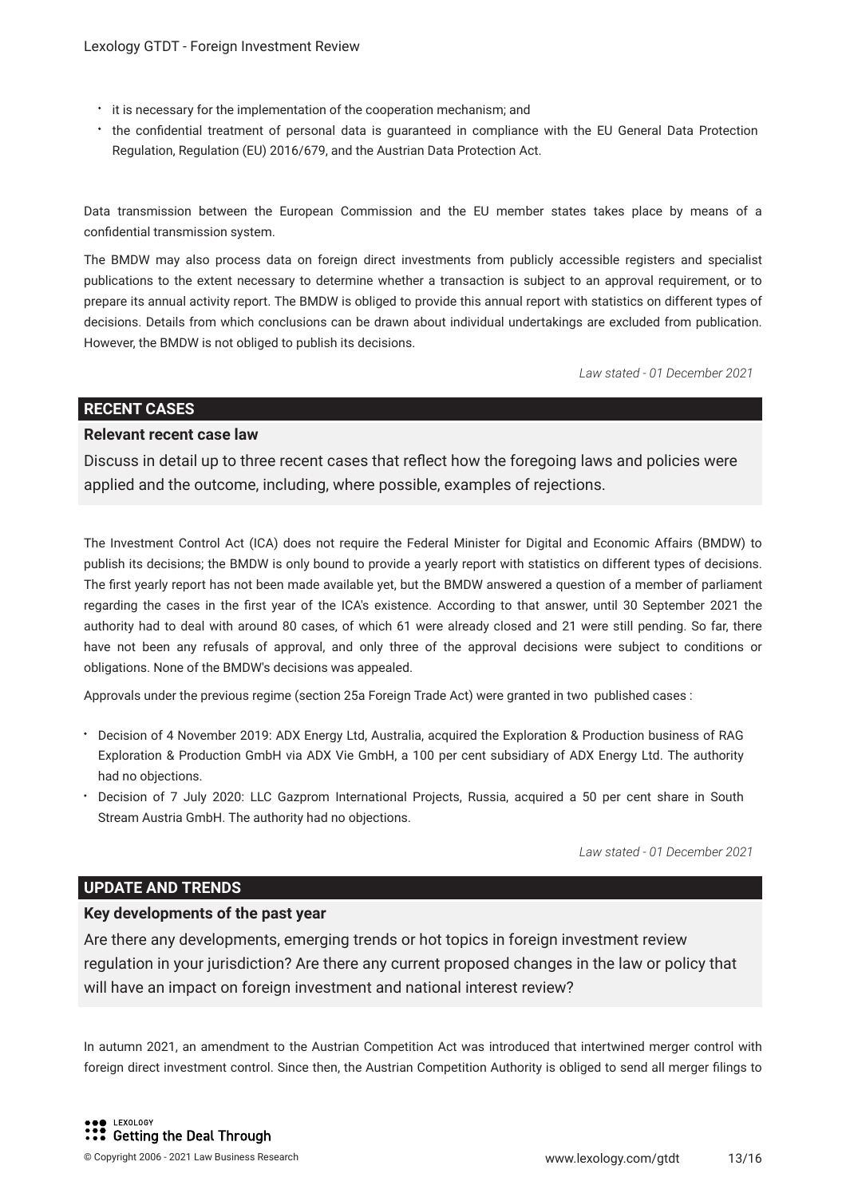- it is necessary for the implementation of the cooperation mechanism; and
- the confidential treatment of personal data is guaranteed in compliance with the EU General Data Protection Regulation, Regulation (EU) 2016/679, and the Austrian Data Protection Act.

Data transmission between the European Commission and the EU member states takes place by means of a confidential transmission system.

The BMDW may also process data on foreign direct investments from publicly accessible registers and specialist publications to the extent necessary to determine whether a transaction is subject to an approval requirement, or to prepare its annual activity report. The BMDW is obliged to provide this annual report with statistics on different types of decisions. Details from which conclusions can be drawn about individual undertakings are excluded from publication. However, the BMDW is not obliged to publish its decisions.

*Law stated - 01 December 2021*

## RECENT CASES

### Relevant recent case law

Discuss in detail up to three recent cases that reflect how the foregoing laws and policies were applied and the outcome, including, where possible, examples of rejections.

The Investment Control Act (ICA) does not require the Federal Minister for Digital and Economic Affairs (BMDW) to publish its decisions; the BMDW is only bound to provide a yearly report with statistics on different types of decisions. The first yearly report has not been made available yet, but the BMDW answered a question of a member of parliament regarding the cases in the first year of the ICA's existence. According to that answer, until 30 September 2021 the authority had to deal with around 80 cases, of which 61 were already closed and 21 were still pending. So far, there have not been any refusals of approval, and only three of the approval decisions were subject to conditions or obligations. None of the BMDW's decisions was appealed.

Approvals under the previous regime (section 25a Foreign Trade Act) were granted in two published cases :

- Decision of 4 November 2019: ADX Energy Ltd, Australia, acquired the Exploration & Production business of RAG Exploration & Production GmbH via ADX Vie GmbH, a 100 per cent subsidiary of ADX Energy Ltd. The authority had no objections.
- Decision of 7 July 2020: LLC Gazprom International Projects, Russia, acquired a 50 per cent share in South Stream Austria GmbH. The authority had no objections.

*Law stated - 01 December 2021*

## UPDATE AND TRENDS

### Key developments of the past year

Are there any developments, emerging trends or hot topics in foreign investment review regulation in your jurisdiction? Are there any current proposed changes in the law or policy that will have an impact on foreign investment and national interest review?

In autumn 2021, an amendment to the Austrian Competition Act was introduced that intertwined merger control with foreign direct investment control. Since then, the Austrian Competition Authority is obliged to send all merger filings to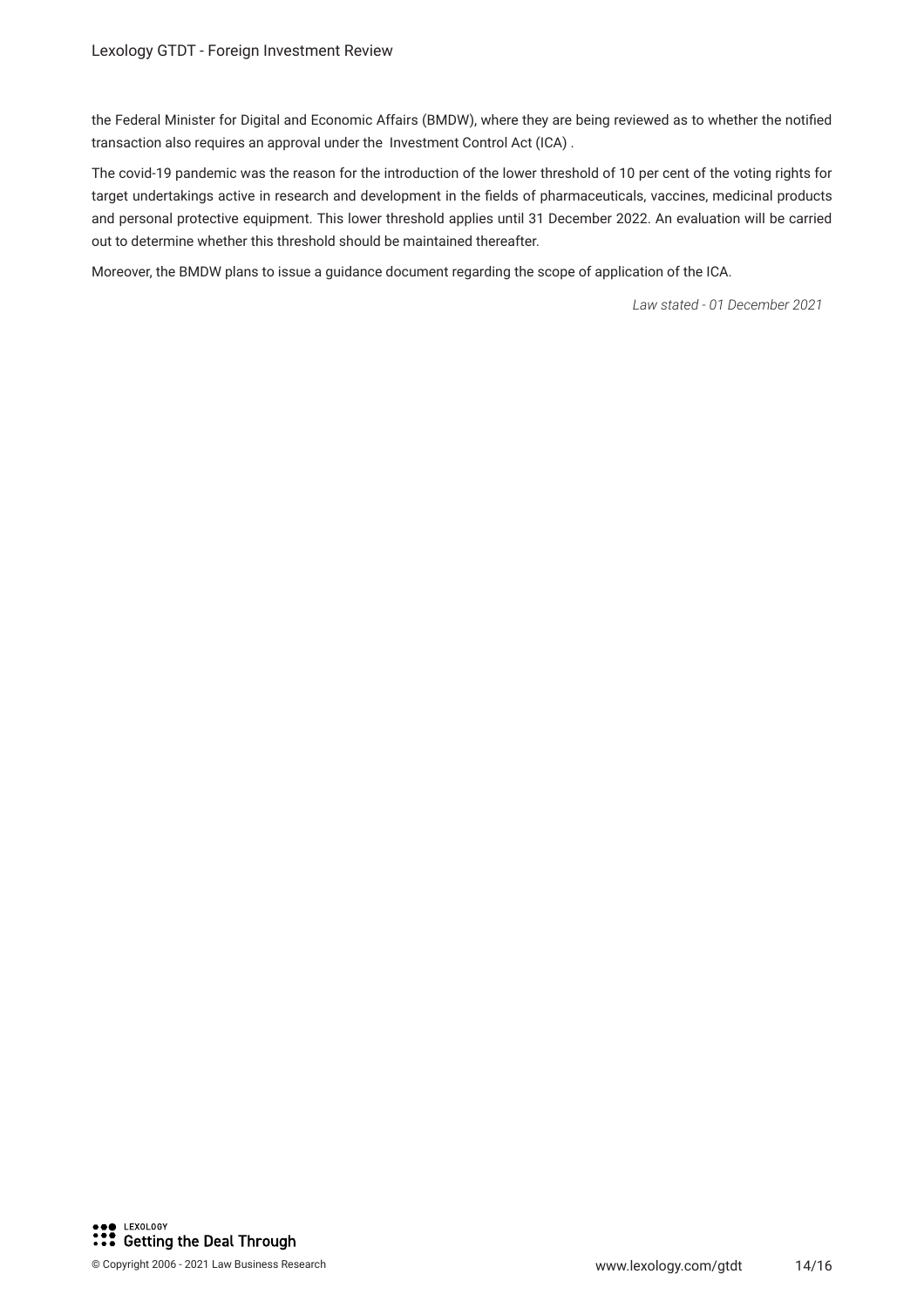the Federal Minister for Digital and Economic Affairs (BMDW), where they are being reviewed as to whether the notified transaction also requires an approval under the Investment Control Act (ICA) .

The covid-19 pandemic was the reason for the introduction of the lower threshold of 10 per cent of the voting rights for target undertakings active in research and development in the fields of pharmaceuticals, vaccines, medicinal products and personal protective equipment. This lower threshold applies until 31 December 2022. An evaluation will be carried out to determine whether this threshold should be maintained thereafter.

Moreover, the BMDW plans to issue a guidance document regarding the scope of application of the ICA.

*Law stated - 01 December 2021*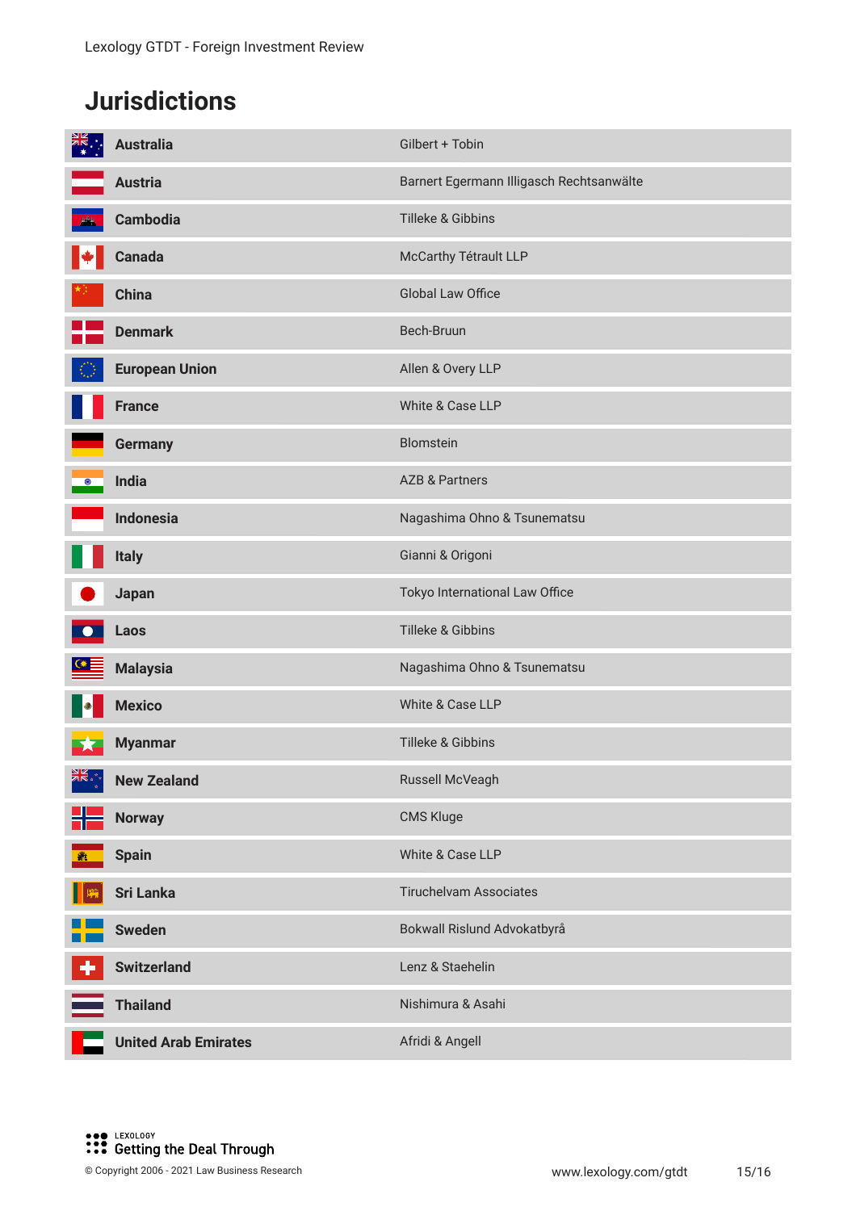# Jurisdictions

| Jurisdiction | Firm |
|---|---|
| **Australia** | Gilbert + Tobin |
| **Austria** | Barnert Egermann Illigasch Rechtsanwälte |
| **Cambodia** | Tilleke & Gibbins |
| **Canada** | McCarthy Tétrault LLP |
| **China** | Global Law Office |
| **Denmark** | Bech-Bruun |
| **European Union** | Allen & Overy LLP |
| **France** | White & Case LLP |
| **Germany** | Blomstein |
| **India** | AZB & Partners |
| **Indonesia** | Nagashima Ohno & Tsunematsu |
| **Italy** | Gianni & Origoni |
| **Japan** | Tokyo International Law Office |
| **Laos** | Tilleke & Gibbins |
| **Malaysia** | Nagashima Ohno & Tsunematsu |
| **Mexico** | White & Case LLP |
| **Myanmar** | Tilleke & Gibbins |
| **New Zealand** | Russell McVeagh |
| **Norway** | CMS Kluge |
| **Spain** | White & Case LLP |
| **Sri Lanka** | Tiruchelvam Associates |
| **Sweden** | Bokwall Rislund Advokatbyrå |
| **Switzerland** | Lenz & Staehelin |
| **Thailand** | Nishimura & Asahi |
| **United Arab Emirates** | Afridi & Angell |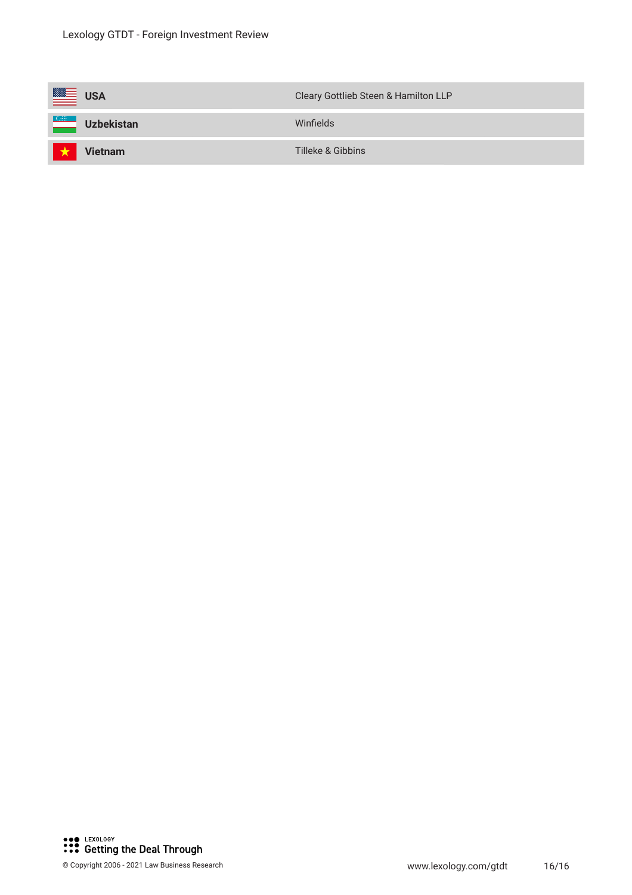| | |
|---|---|
| **USA** | Cleary Gottlieb Steen & Hamilton LLP |
| **Uzbekistan** | Winfields |
| **Vietnam** | Tilleke & Gibbins |